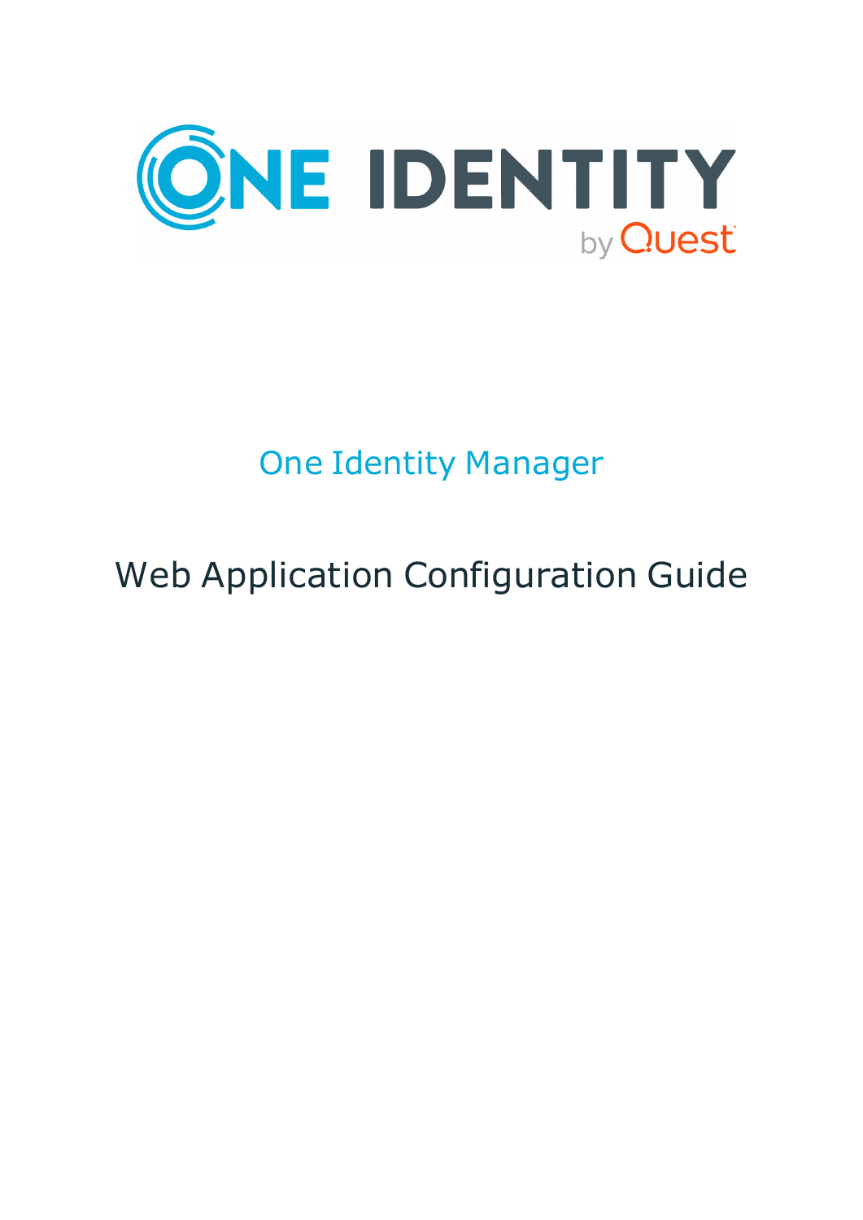# One Identity Manager

## Web Application Configuration Guide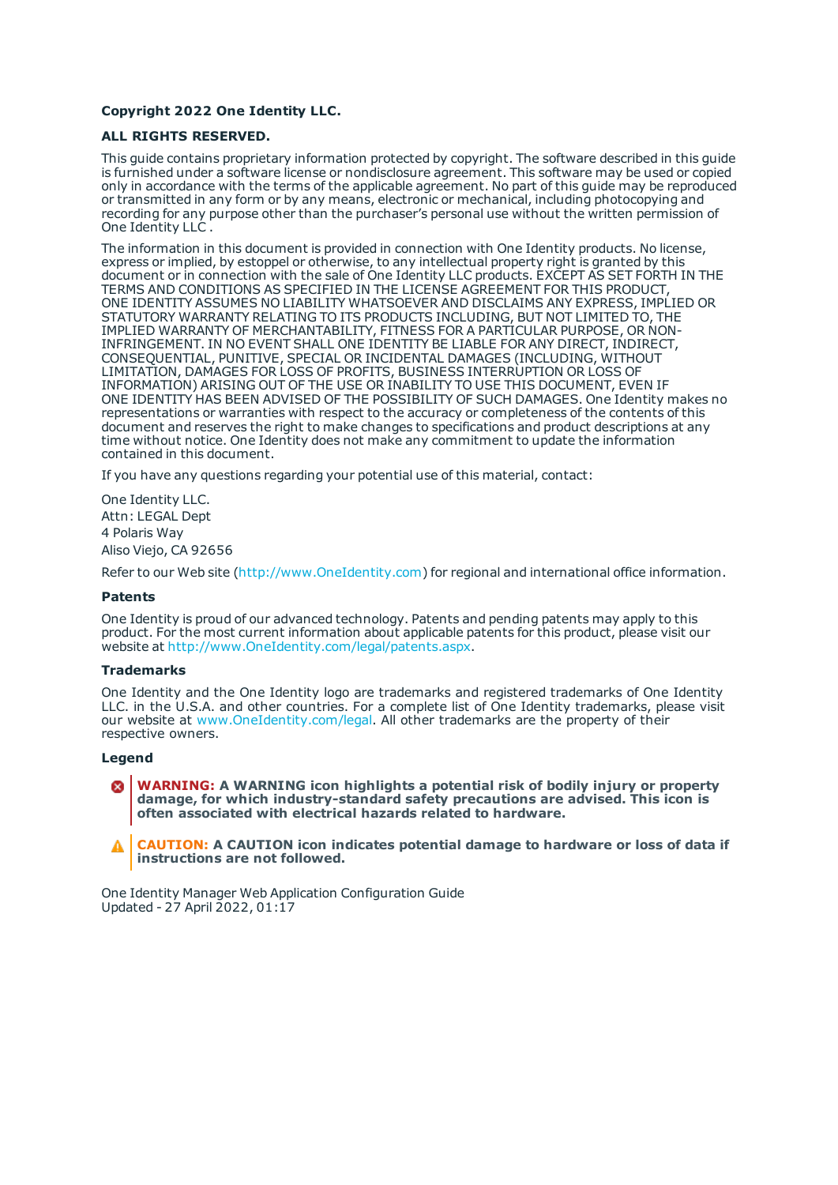**Copyright 2022 One Identity LLC.**

**ALL RIGHTS RESERVED.**

This guide contains proprietary information protected by copyright. The software described in this guide is furnished under a software license or nondisclosure agreement. This software may be used or copied only in accordance with the terms of the applicable agreement. No part of this guide may be reproduced or transmitted in any form or by any means, electronic or mechanical, including photocopying and recording for any purpose other than the purchaser's personal use without the written permission of One Identity LLC .

The information in this document is provided in connection with One Identity products. No license, express or implied, by estoppel or otherwise, to any intellectual property right is granted by this document or in connection with the sale of One Identity LLC products. EXCEPT AS SET FORTH IN THE TERMS AND CONDITIONS AS SPECIFIED IN THE LICENSE AGREEMENT FOR THIS PRODUCT, ONE IDENTITY ASSUMES NO LIABILITY WHATSOEVER AND DISCLAIMS ANY EXPRESS, IMPLIED OR STATUTORY WARRANTY RELATING TO ITS PRODUCTS INCLUDING, BUT NOT LIMITED TO, THE IMPLIED WARRANTY OF MERCHANTABILITY, FITNESS FOR A PARTICULAR PURPOSE, OR NON-INFRINGEMENT. IN NO EVENT SHALL ONE IDENTITY BE LIABLE FOR ANY DIRECT, INDIRECT, CONSEQUENTIAL, PUNITIVE, SPECIAL OR INCIDENTAL DAMAGES (INCLUDING, WITHOUT LIMITATION, DAMAGES FOR LOSS OF PROFITS, BUSINESS INTERRUPTION OR LOSS OF INFORMATION) ARISING OUT OF THE USE OR INABILITY TO USE THIS DOCUMENT, EVEN IF ONE IDENTITY HAS BEEN ADVISED OF THE POSSIBILITY OF SUCH DAMAGES. One Identity makes no representations or warranties with respect to the accuracy or completeness of the contents of this document and reserves the right to make changes to specifications and product descriptions at any time without notice. One Identity does not make any commitment to update the information contained in this document.

If you have any questions regarding your potential use of this material, contact:

One Identity LLC.
Attn: LEGAL Dept
4 Polaris Way
Aliso Viejo, CA 92656

Refer to our Web site (http://www.OneIdentity.com) for regional and international office information.

**Patents**

One Identity is proud of our advanced technology. Patents and pending patents may apply to this product. For the most current information about applicable patents for this product, please visit our website at http://www.OneIdentity.com/legal/patents.aspx.

**Trademarks**

One Identity and the One Identity logo are trademarks and registered trademarks of One Identity LLC. in the U.S.A. and other countries. For a complete list of One Identity trademarks, please visit our website at www.OneIdentity.com/legal. All other trademarks are the property of their respective owners.

**Legend**

**WARNING: A WARNING icon highlights a potential risk of bodily injury or property damage, for which industry-standard safety precautions are advised. This icon is often associated with electrical hazards related to hardware.**

**CAUTION: A CAUTION icon indicates potential damage to hardware or loss of data if instructions are not followed.**

One Identity Manager Web Application Configuration Guide
Updated - 27 April 2022, 01:17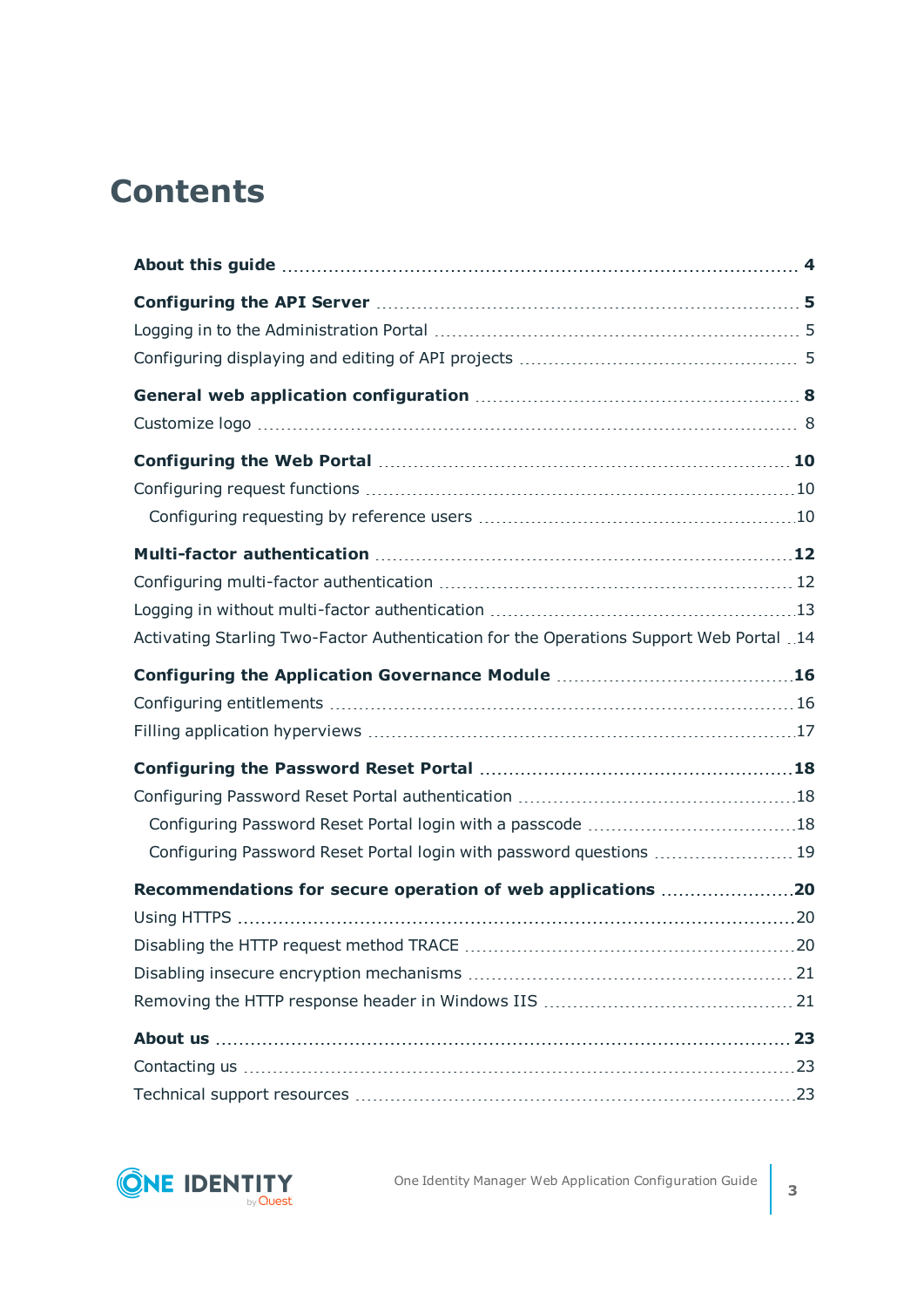# Contents

**About this guide** 4

**Configuring the API Server** 5

Logging in to the Administration Portal 5

Configuring displaying and editing of API projects 5

**General web application configuration** 8

Customize logo 8

**Configuring the Web Portal** 10

Configuring request functions 10

Configuring requesting by reference users 10

**Multi-factor authentication** 12

Configuring multi-factor authentication 12

Logging in without multi-factor authentication 13

Activating Starling Two-Factor Authentication for the Operations Support Web Portal 14

**Configuring the Application Governance Module** 16

Configuring entitlements 16

Filling application hyperviews 17

**Configuring the Password Reset Portal** 18

Configuring Password Reset Portal authentication 18

Configuring Password Reset Portal login with a passcode 18

Configuring Password Reset Portal login with password questions 19

**Recommendations for secure operation of web applications** 20

Using HTTPS 20

Disabling the HTTP request method TRACE 20

Disabling insecure encryption mechanisms 21

Removing the HTTP response header in Windows IIS 21

**About us** 23

Contacting us 23

Technical support resources 23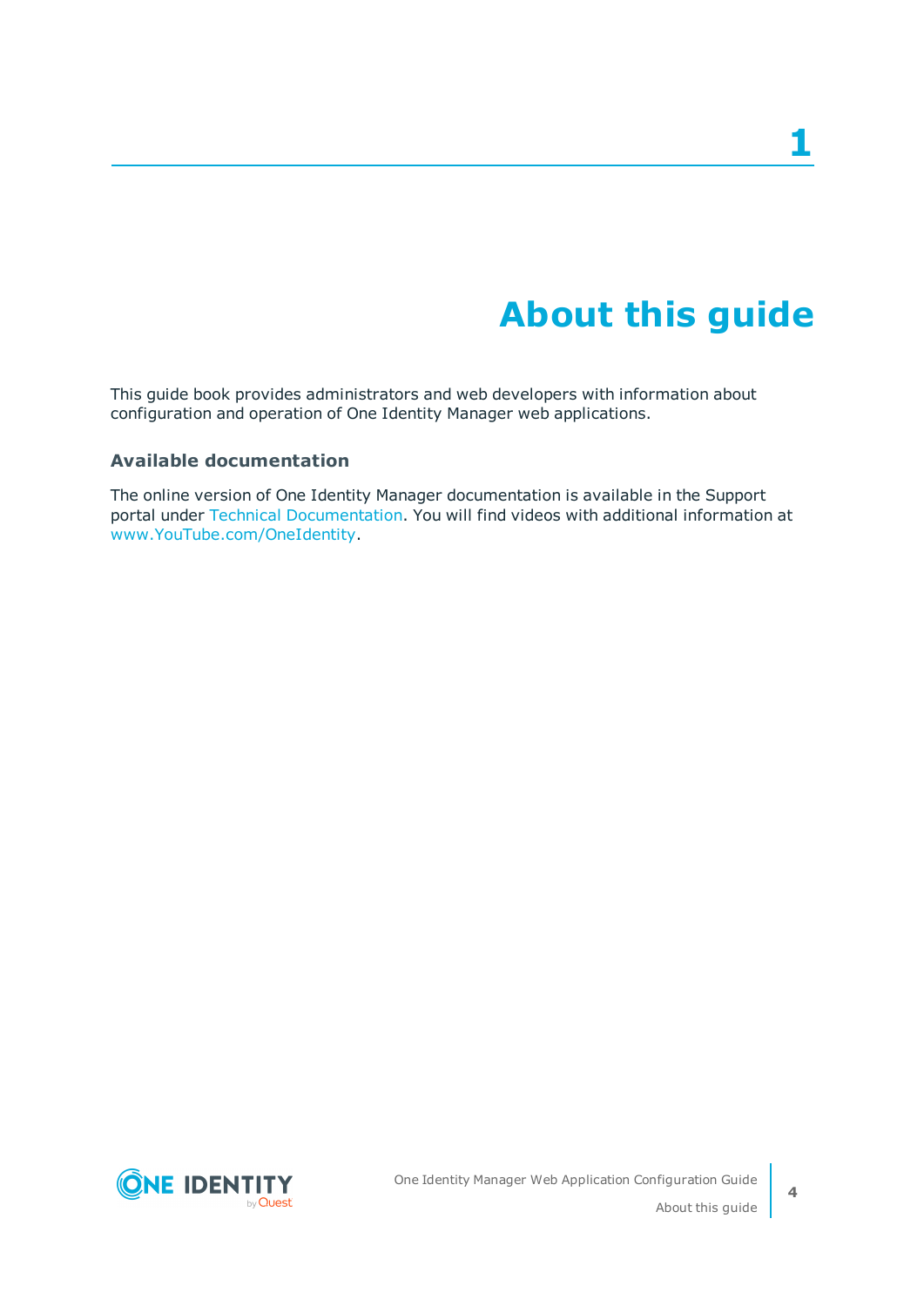# 1 About this guide

This guide book provides administrators and web developers with information about configuration and operation of One Identity Manager web applications.

## Available documentation

The online version of One Identity Manager documentation is available in the Support portal under Technical Documentation. You will find videos with additional information at www.YouTube.com/OneIdentity.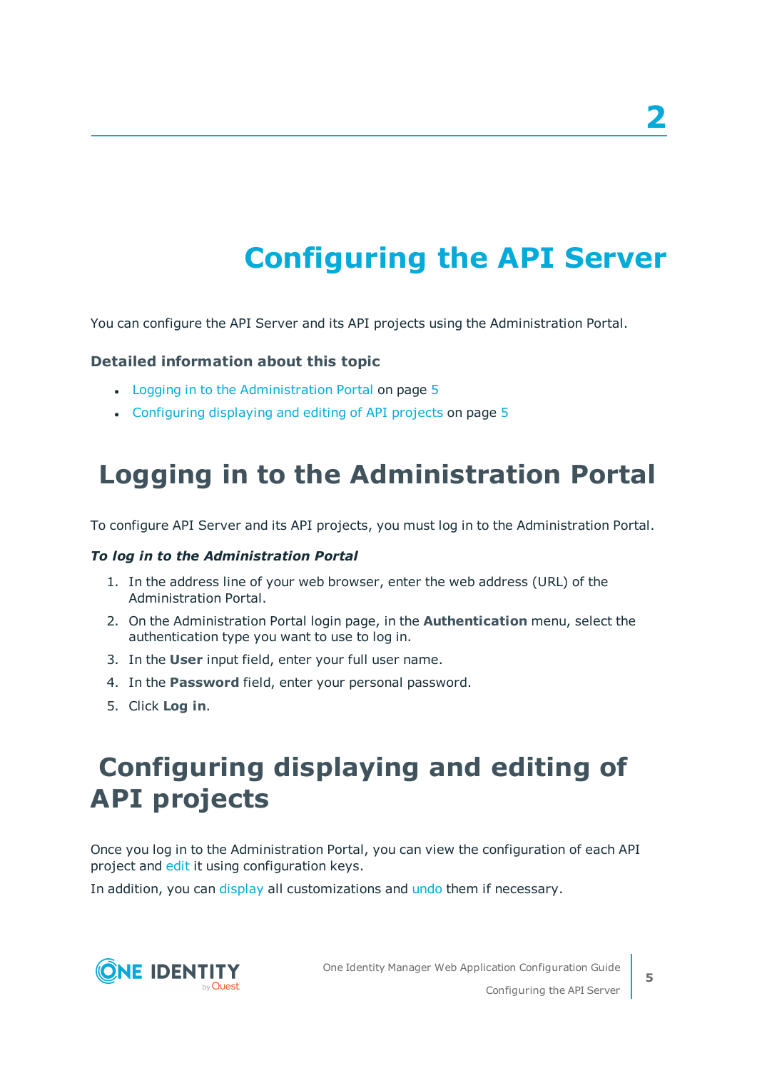# 2

# Configuring the API Server

You can configure the API Server and its API projects using the Administration Portal.

### Detailed information about this topic

- Logging in to the Administration Portal on page 5
- Configuring displaying and editing of API projects on page 5

## Logging in to the Administration Portal

To configure API Server and its API projects, you must log in to the Administration Portal.

***To log in to the Administration Portal***

1. In the address line of your web browser, enter the web address (URL) of the Administration Portal.
2. On the Administration Portal login page, in the **Authentication** menu, select the authentication type you want to use to log in.
3. In the **User** input field, enter your full user name.
4. In the **Password** field, enter your personal password.
5. Click **Log in**.

## Configuring displaying and editing of API projects

Once you log in to the Administration Portal, you can view the configuration of each API project and edit it using configuration keys.

In addition, you can display all customizations and undo them if necessary.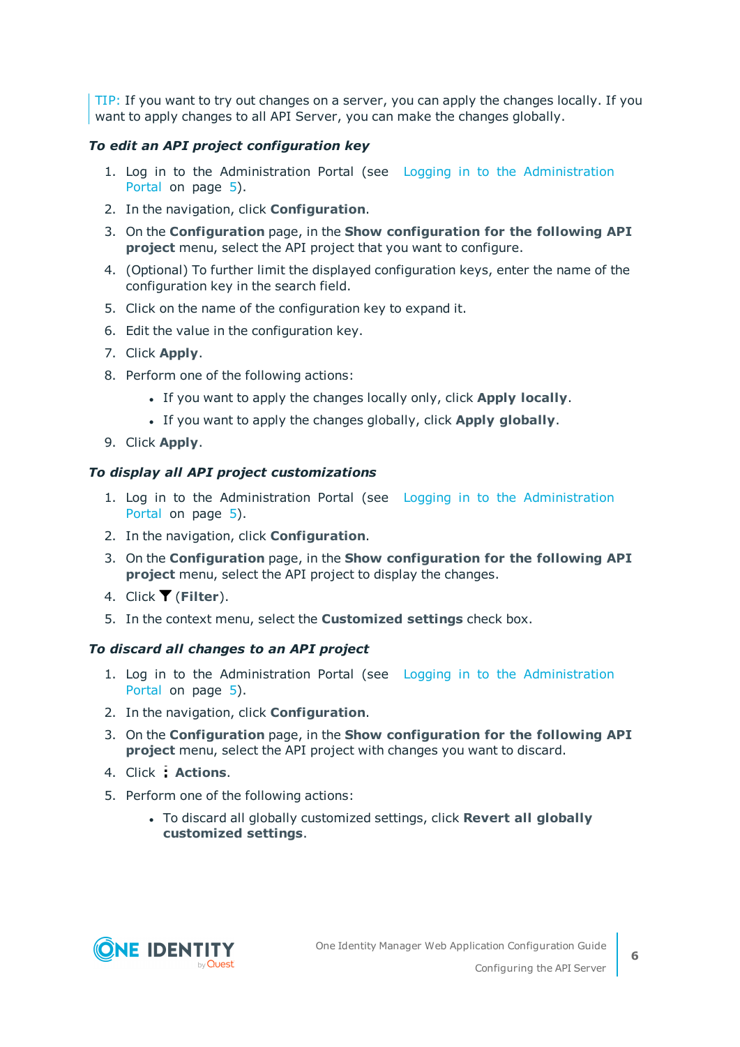TIP: If you want to try out changes on a server, you can apply the changes locally. If you want to apply changes to all API Server, you can make the changes globally.

***To edit an API project configuration key***

1. Log in to the Administration Portal (see Logging in to the Administration Portal on page 5).
2. In the navigation, click **Configuration**.
3. On the **Configuration** page, in the **Show configuration for the following API project** menu, select the API project that you want to configure.
4. (Optional) To further limit the displayed configuration keys, enter the name of the configuration key in the search field.
5. Click on the name of the configuration key to expand it.
6. Edit the value in the configuration key.
7. Click **Apply**.
8. Perform one of the following actions:
    - If you want to apply the changes locally only, click **Apply locally**.
    - If you want to apply the changes globally, click **Apply globally**.
9. Click **Apply**.

***To display all API project customizations***

1. Log in to the Administration Portal (see Logging in to the Administration Portal on page 5).
2. In the navigation, click **Configuration**.
3. On the **Configuration** page, in the **Show configuration for the following API project** menu, select the API project to display the changes.
4. Click (**Filter**).
5. In the context menu, select the **Customized settings** check box.

***To discard all changes to an API project***

1. Log in to the Administration Portal (see Logging in to the Administration Portal on page 5).
2. In the navigation, click **Configuration**.
3. On the **Configuration** page, in the **Show configuration for the following API project** menu, select the API project with changes you want to discard.
4. Click **Actions**.
5. Perform one of the following actions:
    - To discard all globally customized settings, click **Revert all globally customized settings**.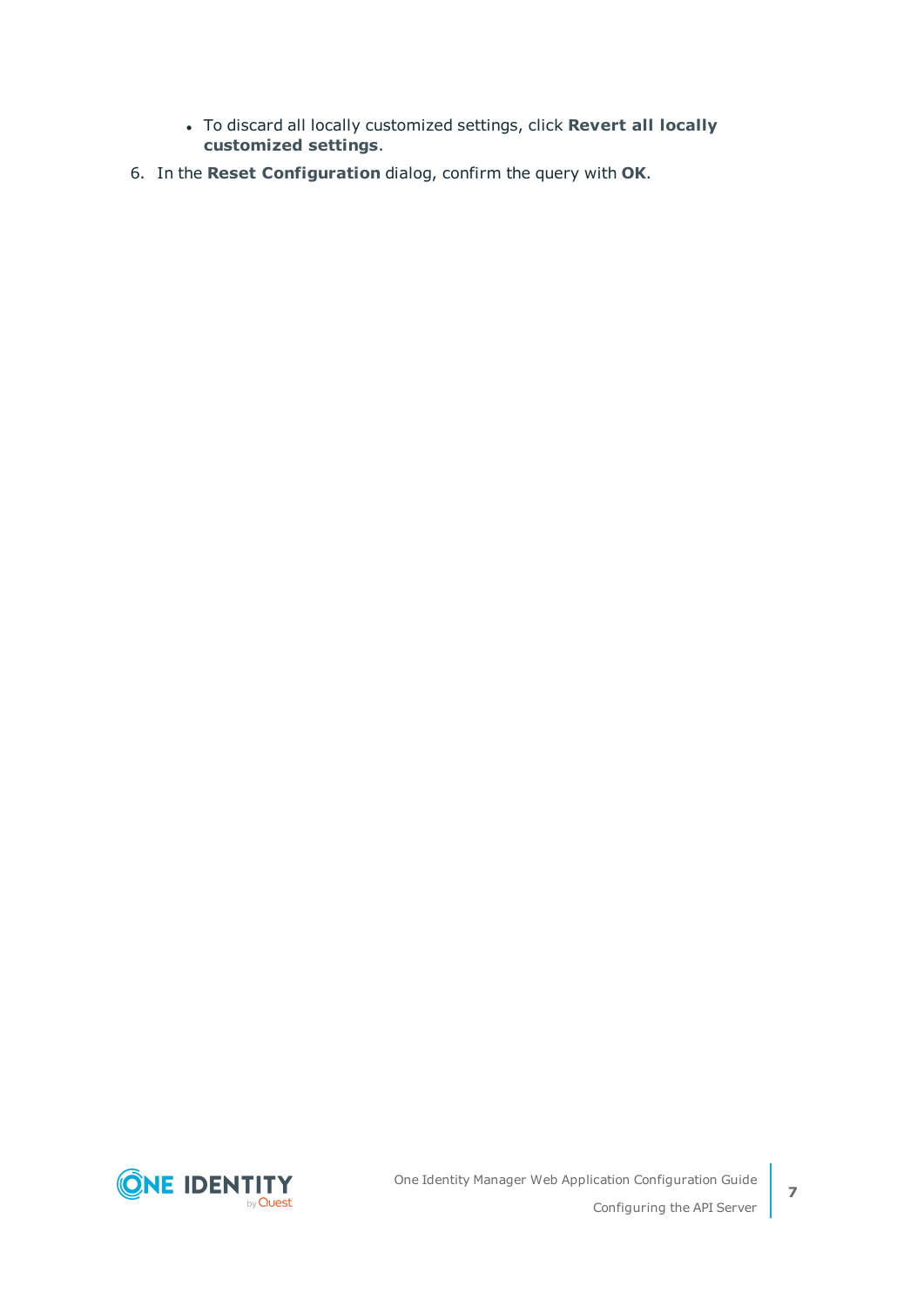- To discard all locally customized settings, click **Revert all locally customized settings**.

6. In the **Reset Configuration** dialog, confirm the query with **OK**.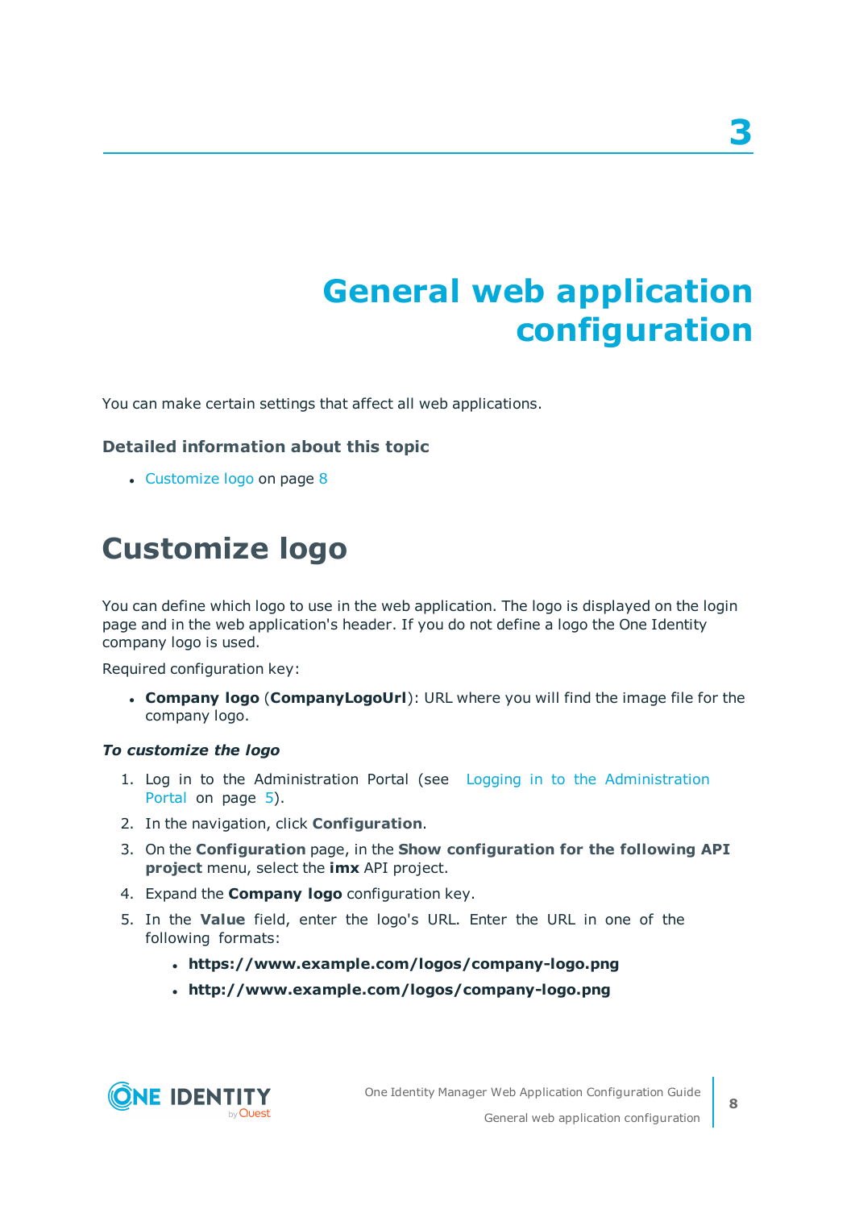# 3 General web application configuration

You can make certain settings that affect all web applications.

### Detailed information about this topic

- Customize logo on page 8

## Customize logo

You can define which logo to use in the web application. The logo is displayed on the login page and in the web application's header. If you do not define a logo the One Identity company logo is used.

Required configuration key:

- **Company logo** (**CompanyLogoUrl**): URL where you will find the image file for the company logo.

***To customize the logo***

1. Log in to the Administration Portal (see Logging in to the Administration Portal on page 5).
2. In the navigation, click **Configuration**.
3. On the **Configuration** page, in the **Show configuration for the following API project** menu, select the **imx** API project.
4. Expand the **Company logo** configuration key.
5. In the **Value** field, enter the logo's URL. Enter the URL in one of the following formats:
   - **https://www.example.com/logos/company-logo.png**
   - **http://www.example.com/logos/company-logo.png**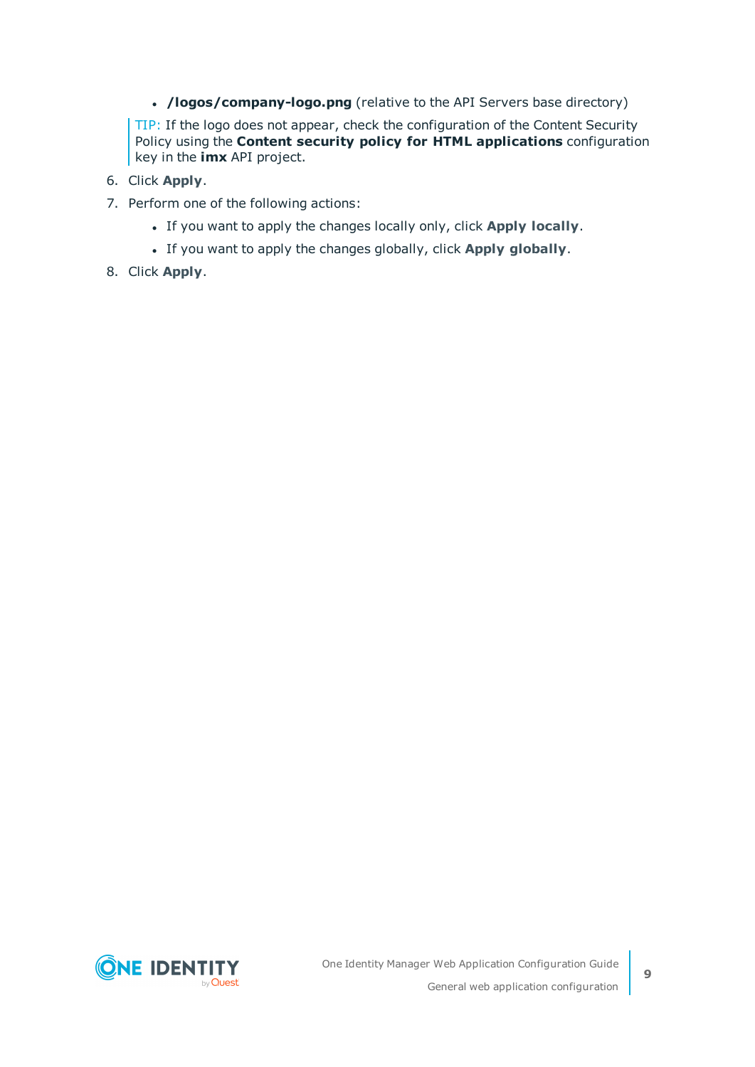- **/logos/company-logo.png** (relative to the API Servers base directory)

TIP: If the logo does not appear, check the configuration of the Content Security Policy using the **Content security policy for HTML applications** configuration key in the **imx** API project.

6. Click **Apply**.
7. Perform one of the following actions:
   - If you want to apply the changes locally only, click **Apply locally**.
   - If you want to apply the changes globally, click **Apply globally**.
8. Click **Apply**.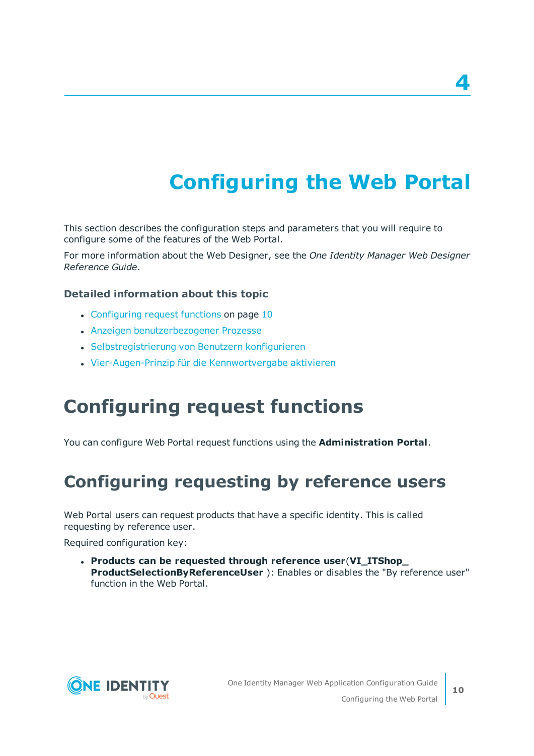# 4

# Configuring the Web Portal

This section describes the configuration steps and parameters that you will require to configure some of the features of the Web Portal.

For more information about the Web Designer, see the *One Identity Manager Web Designer Reference Guide*.

### Detailed information about this topic

- Configuring request functions on page 10
- Anzeigen benutzerbezogener Prozesse
- Selbstregistrierung von Benutzern konfigurieren
- Vier-Augen-Prinzip für die Kennwortvergabe aktivieren

## Configuring request functions

You can configure Web Portal request functions using the **Administration Portal**.

## Configuring requesting by reference users

Web Portal users can request products that have a specific identity. This is called requesting by reference user.

Required configuration key:

- **Products can be requested through reference user**(**VI_ITShop_ProductSelectionByReferenceUser** ): Enables or disables the "By reference user" function in the Web Portal.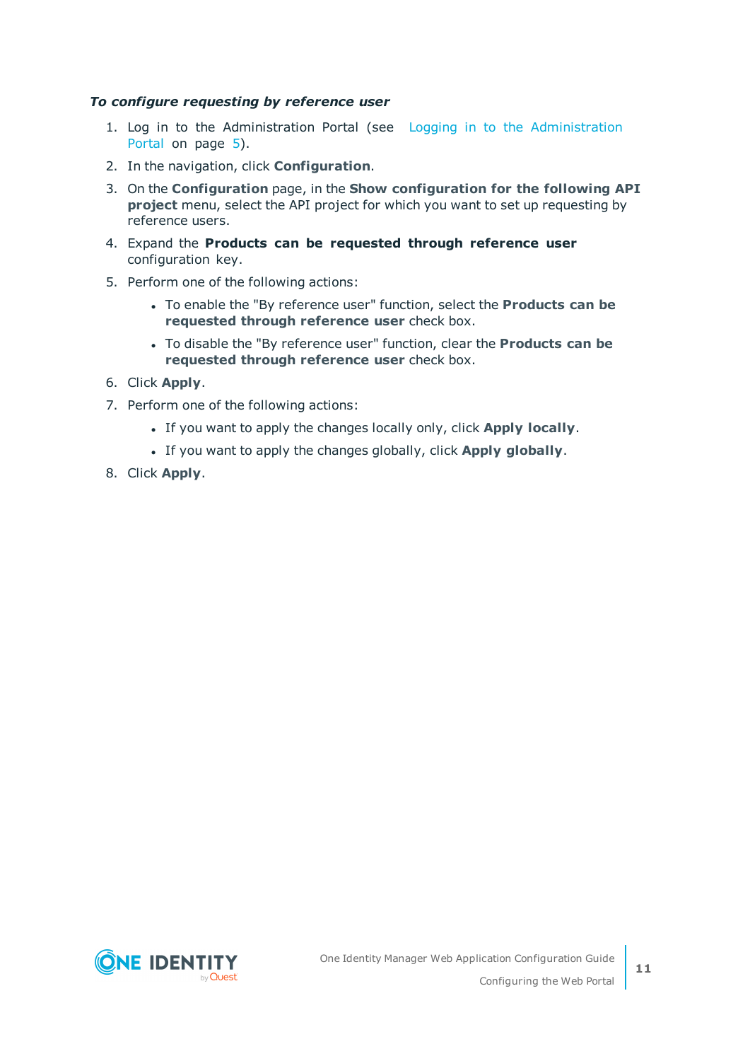***To configure requesting by reference user***

1. Log in to the Administration Portal (see Logging in to the Administration Portal on page 5).
2. In the navigation, click **Configuration**.
3. On the **Configuration** page, in the **Show configuration for the following API project** menu, select the API project for which you want to set up requesting by reference users.
4. Expand the **Products can be requested through reference user** configuration key.
5. Perform one of the following actions:
   - To enable the "By reference user" function, select the **Products can be requested through reference user** check box.
   - To disable the "By reference user" function, clear the **Products can be requested through reference user** check box.
6. Click **Apply**.
7. Perform one of the following actions:
   - If you want to apply the changes locally only, click **Apply locally**.
   - If you want to apply the changes globally, click **Apply globally**.
8. Click **Apply**.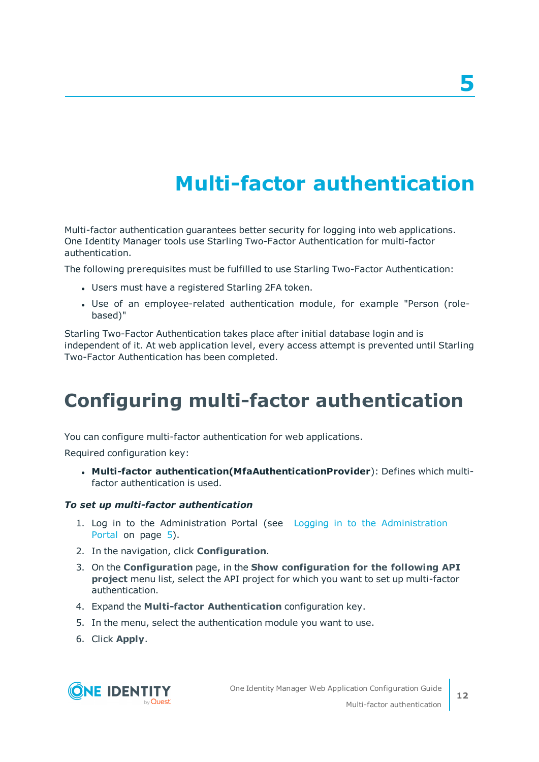# 5 Multi-factor authentication

Multi-factor authentication guarantees better security for logging into web applications. One Identity Manager tools use Starling Two-Factor Authentication for multi-factor authentication.

The following prerequisites must be fulfilled to use Starling Two-Factor Authentication:

- Users must have a registered Starling 2FA token.
- Use of an employee-related authentication module, for example "Person (role-based)"

Starling Two-Factor Authentication takes place after initial database login and is independent of it. At web application level, every access attempt is prevented until Starling Two-Factor Authentication has been completed.

## Configuring multi-factor authentication

You can configure multi-factor authentication for web applications.

Required configuration key:

- **Multi-factor authentication(MfaAuthenticationProvider)**: Defines which multi-factor authentication is used.

***To set up multi-factor authentication***

1. Log in to the Administration Portal (see Logging in to the Administration Portal on page 5).
2. In the navigation, click **Configuration**.
3. On the **Configuration** page, in the **Show configuration for the following API project** menu list, select the API project for which you want to set up multi-factor authentication.
4. Expand the **Multi-factor Authentication** configuration key.
5. In the menu, select the authentication module you want to use.
6. Click **Apply**.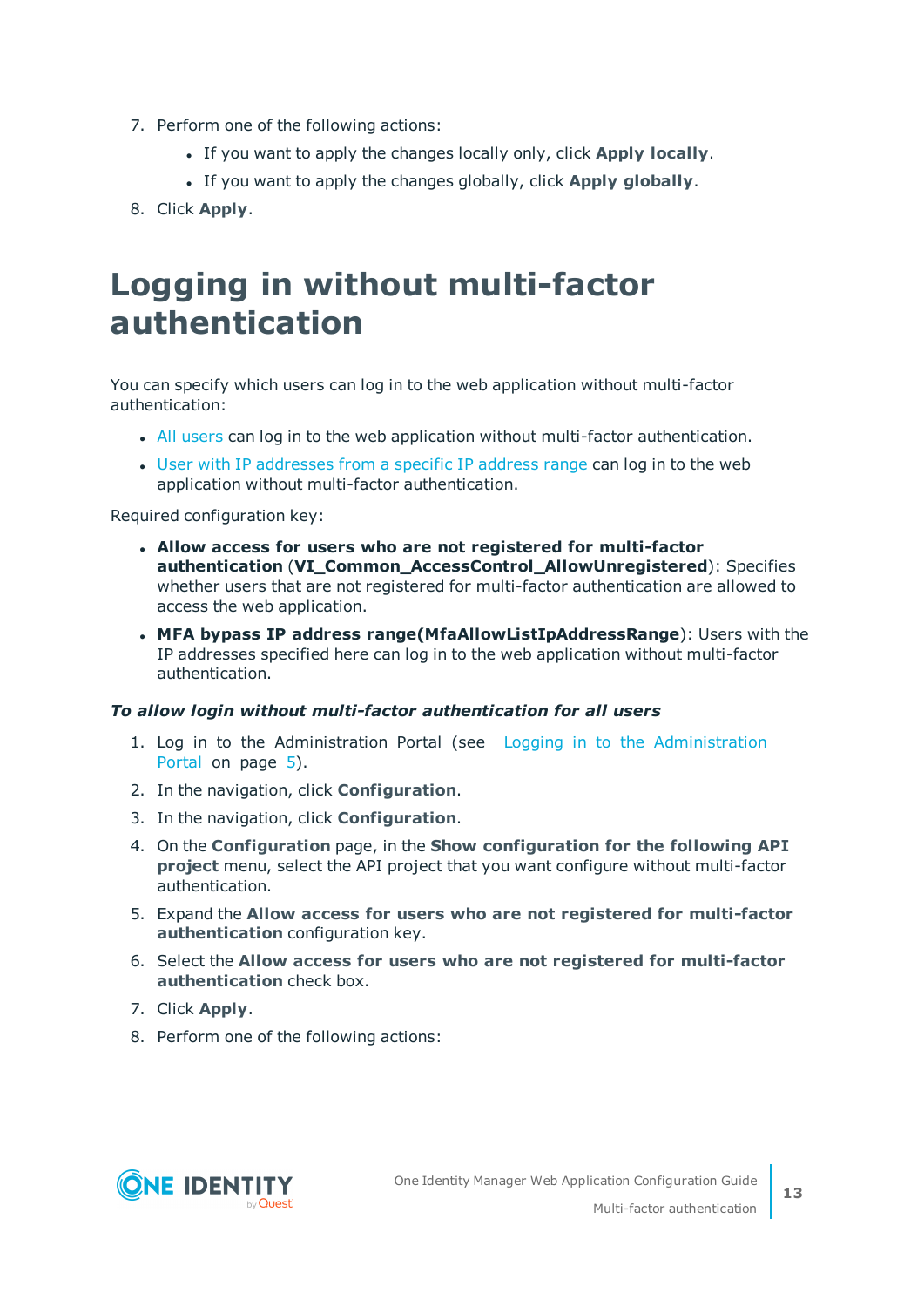7. Perform one of the following actions:
    - If you want to apply the changes locally only, click **Apply locally**.
    - If you want to apply the changes globally, click **Apply globally**.
8. Click **Apply**.

# Logging in without multi-factor authentication

You can specify which users can log in to the web application without multi-factor authentication:

- All users can log in to the web application without multi-factor authentication.
- User with IP addresses from a specific IP address range can log in to the web application without multi-factor authentication.

Required configuration key:

- **Allow access for users who are not registered for multi-factor authentication** (**VI_Common_AccessControl_AllowUnregistered**): Specifies whether users that are not registered for multi-factor authentication are allowed to access the web application.
- **MFA bypass IP address range(MfaAllowListIpAddressRange)**: Users with the IP addresses specified here can log in to the web application without multi-factor authentication.

***To allow login without multi-factor authentication for all users***

1. Log in to the Administration Portal (see Logging in to the Administration Portal on page 5).
2. In the navigation, click **Configuration**.
3. In the navigation, click **Configuration**.
4. On the **Configuration** page, in the **Show configuration for the following API project** menu, select the API project that you want configure without multi-factor authentication.
5. Expand the **Allow access for users who are not registered for multi-factor authentication** configuration key.
6. Select the **Allow access for users who are not registered for multi-factor authentication** check box.
7. Click **Apply**.
8. Perform one of the following actions: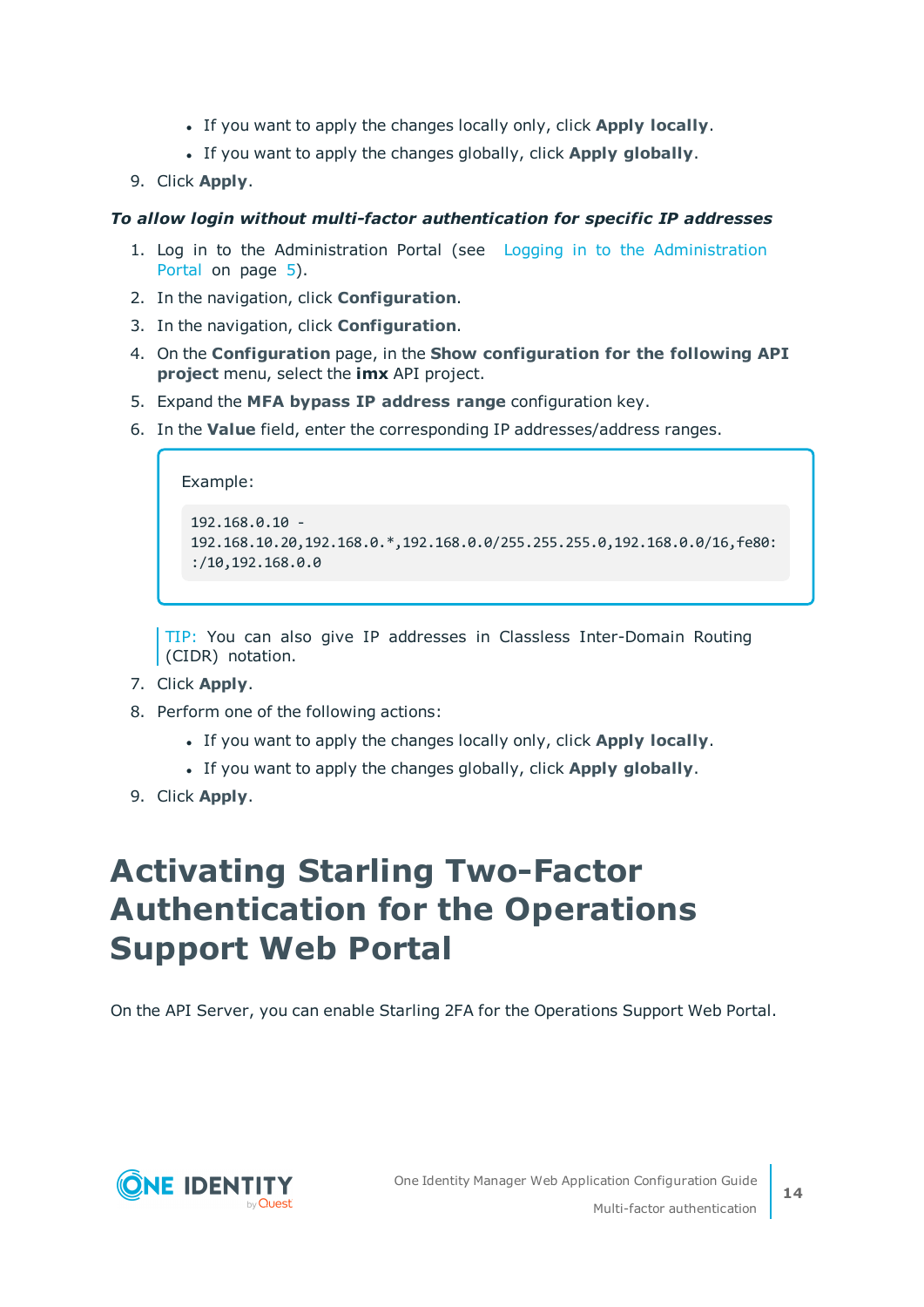- If you want to apply the changes locally only, click **Apply locally**.
- If you want to apply the changes globally, click **Apply globally**.

9. Click **Apply**.

***To allow login without multi-factor authentication for specific IP addresses***

1. Log in to the Administration Portal (see Logging in to the Administration Portal on page 5).
2. In the navigation, click **Configuration**.
3. In the navigation, click **Configuration**.
4. On the **Configuration** page, in the **Show configuration for the following API project** menu, select the **imx** API project.
5. Expand the **MFA bypass IP address range** configuration key.
6. In the **Value** field, enter the corresponding IP addresses/address ranges.

   Example:

   ```
   192.168.0.10 -
   192.168.10.20,192.168.0.*,192.168.0.0/255.255.255.0,192.168.0.0/16,fe80:
   :/10,192.168.0.0
   ```

   TIP: You can also give IP addresses in Classless Inter-Domain Routing (CIDR) notation.
7. Click **Apply**.
8. Perform one of the following actions:
   - If you want to apply the changes locally only, click **Apply locally**.
   - If you want to apply the changes globally, click **Apply globally**.
9. Click **Apply**.

# Activating Starling Two-Factor Authentication for the Operations Support Web Portal

On the API Server, you can enable Starling 2FA for the Operations Support Web Portal.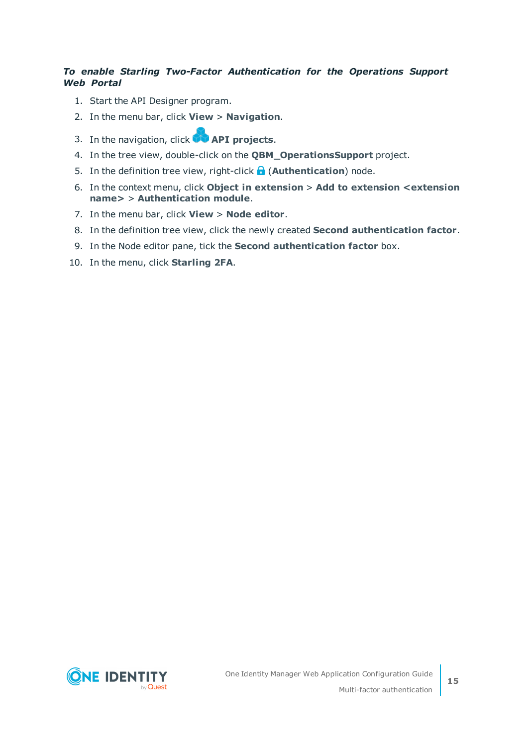***To enable Starling Two-Factor Authentication for the Operations Support Web Portal***

1. Start the API Designer program.
2. In the menu bar, click **View** > **Navigation**.
3. In the navigation, click **API projects**.
4. In the tree view, double-click on the **QBM_OperationsSupport** project.
5. In the definition tree view, right-click (**Authentication**) node.
6. In the context menu, click **Object in extension** > **Add to extension <extension name>** > **Authentication module**.
7. In the menu bar, click **View** > **Node editor**.
8. In the definition tree view, click the newly created **Second authentication factor**.
9. In the Node editor pane, tick the **Second authentication factor** box.
10. In the menu, click **Starling 2FA**.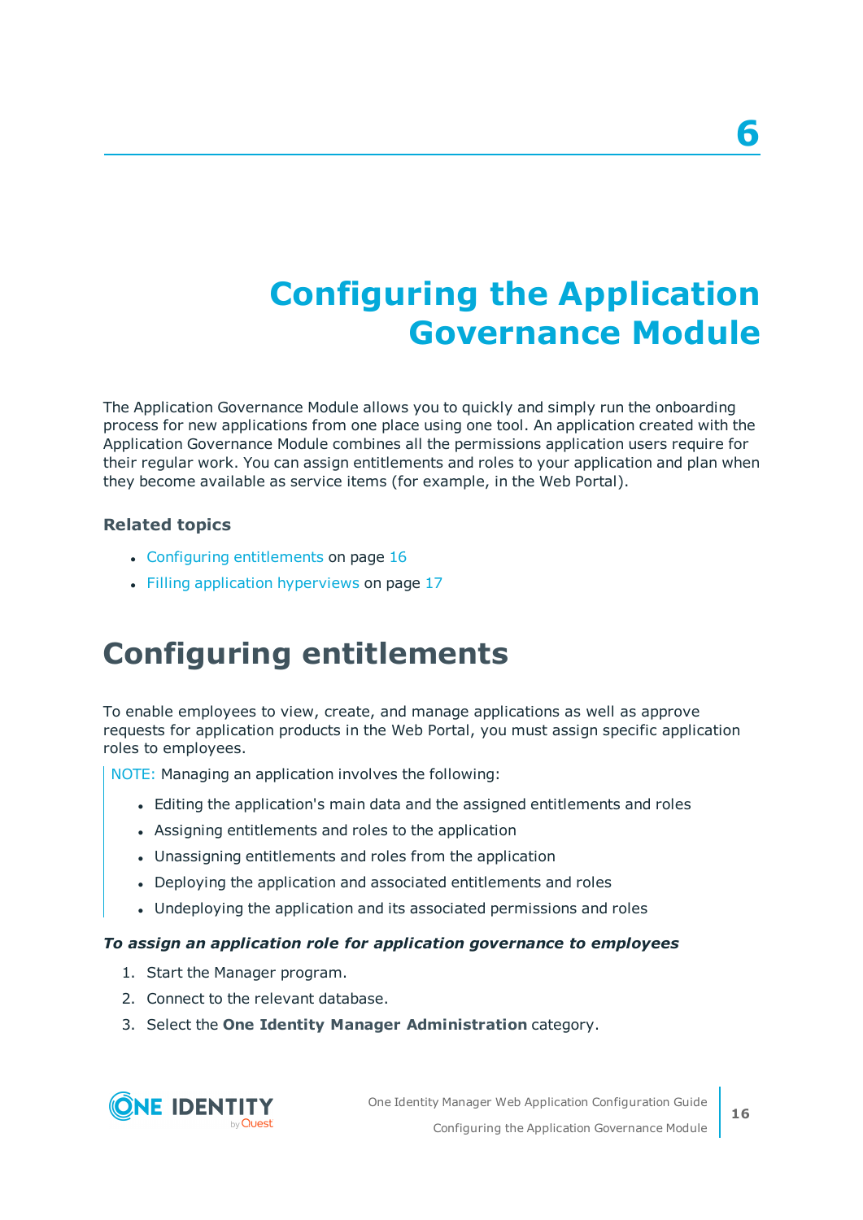# 6 Configuring the Application Governance Module

The Application Governance Module allows you to quickly and simply run the onboarding process for new applications from one place using one tool. An application created with the Application Governance Module combines all the permissions application users require for their regular work. You can assign entitlements and roles to your application and plan when they become available as service items (for example, in the Web Portal).

### Related topics

- Configuring entitlements on page 16
- Filling application hyperviews on page 17

## Configuring entitlements

To enable employees to view, create, and manage applications as well as approve requests for application products in the Web Portal, you must assign specific application roles to employees.

NOTE: Managing an application involves the following:

- Editing the application's main data and the assigned entitlements and roles
- Assigning entitlements and roles to the application
- Unassigning entitlements and roles from the application
- Deploying the application and associated entitlements and roles
- Undeploying the application and its associated permissions and roles

***To assign an application role for application governance to employees***

1. Start the Manager program.
2. Connect to the relevant database.
3. Select the **One Identity Manager Administration** category.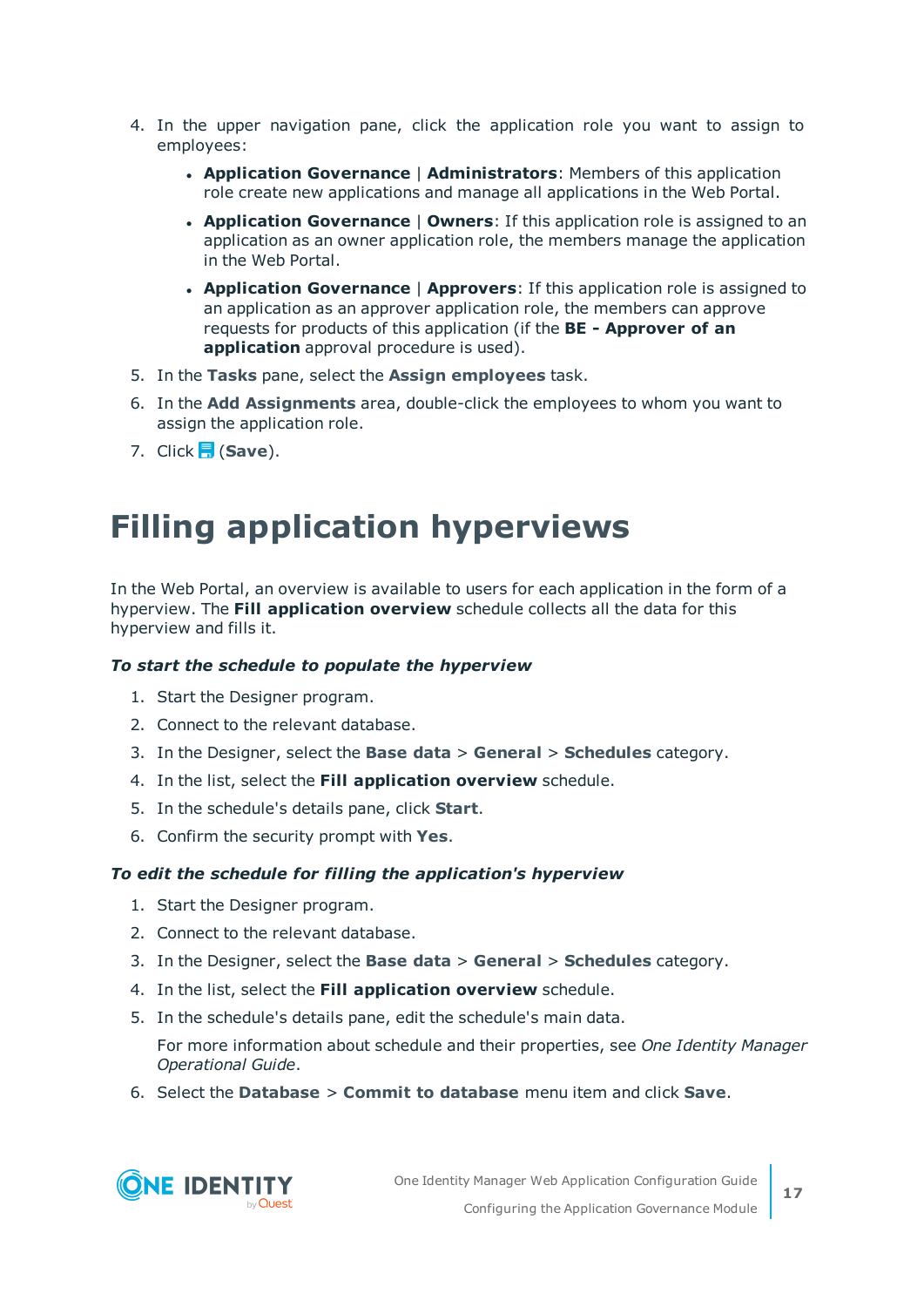4. In the upper navigation pane, click the application role you want to assign to employees:

    - **Application Governance** | **Administrators**: Members of this application role create new applications and manage all applications in the Web Portal.
    - **Application Governance** | **Owners**: If this application role is assigned to an application as an owner application role, the members manage the application in the Web Portal.
    - **Application Governance** | **Approvers**: If this application role is assigned to an application as an approver application role, the members can approve requests for products of this application (if the **BE - Approver of an application** approval procedure is used).

5. In the **Tasks** pane, select the **Assign employees** task.
6. In the **Add Assignments** area, double-click the employees to whom you want to assign the application role.
7. Click (**Save**).

# Filling application hyperviews

In the Web Portal, an overview is available to users for each application in the form of a hyperview. The **Fill application overview** schedule collects all the data for this hyperview and fills it.

***To start the schedule to populate the hyperview***

1. Start the Designer program.
2. Connect to the relevant database.
3. In the Designer, select the **Base data** > **General** > **Schedules** category.
4. In the list, select the **Fill application overview** schedule.
5. In the schedule's details pane, click **Start**.
6. Confirm the security prompt with **Yes**.

***To edit the schedule for filling the application's hyperview***

1. Start the Designer program.
2. Connect to the relevant database.
3. In the Designer, select the **Base data** > **General** > **Schedules** category.
4. In the list, select the **Fill application overview** schedule.
5. In the schedule's details pane, edit the schedule's main data.

    For more information about schedule and their properties, see *One Identity Manager Operational Guide*.

6. Select the **Database** > **Commit to database** menu item and click **Save**.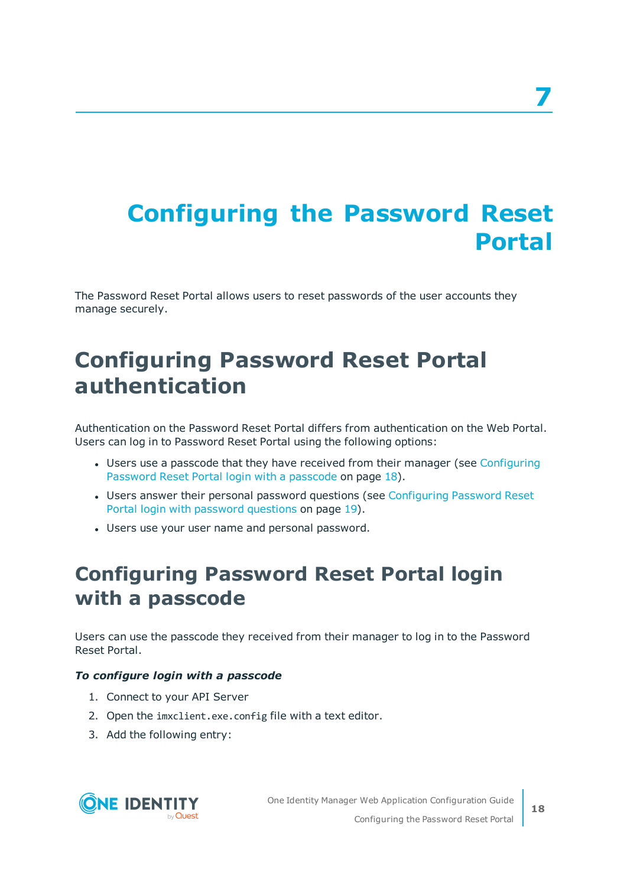# 7 Configuring the Password Reset Portal

The Password Reset Portal allows users to reset passwords of the user accounts they manage securely.

## Configuring Password Reset Portal authentication

Authentication on the Password Reset Portal differs from authentication on the Web Portal. Users can log in to Password Reset Portal using the following options:

- Users use a passcode that they have received from their manager (see Configuring Password Reset Portal login with a passcode on page 18).
- Users answer their personal password questions (see Configuring Password Reset Portal login with password questions on page 19).
- Users use your user name and personal password.

## Configuring Password Reset Portal login with a passcode

Users can use the passcode they received from their manager to log in to the Password Reset Portal.

***To configure login with a passcode***

1. Connect to your API Server
2. Open the `imxclient.exe.config` file with a text editor.
3. Add the following entry: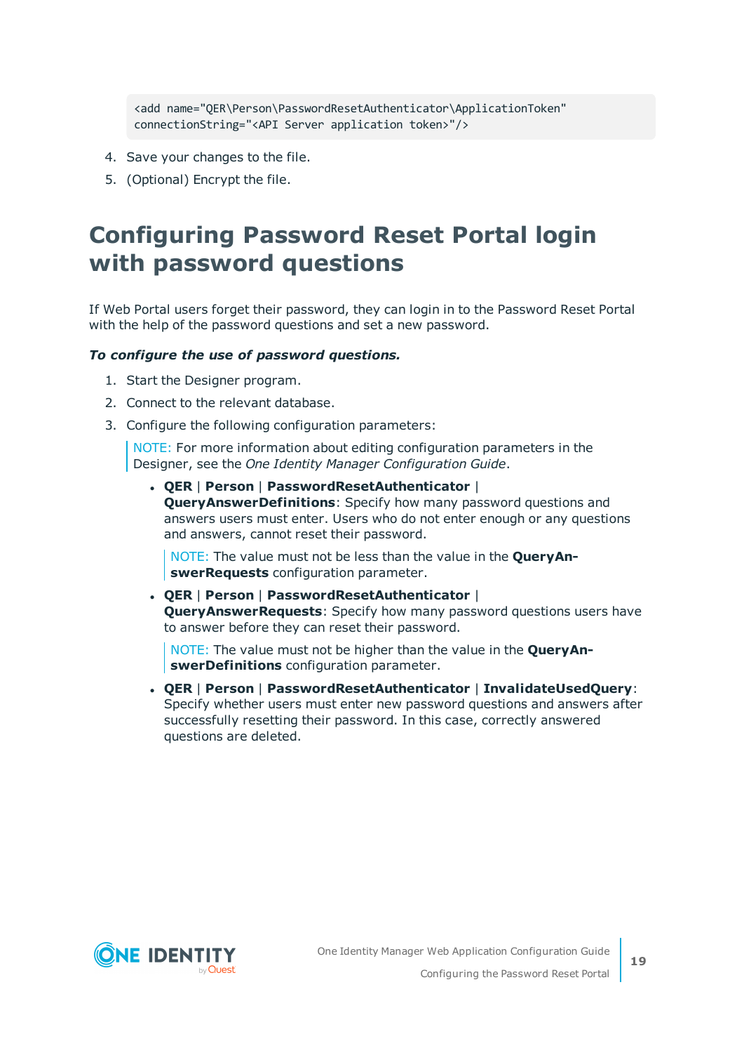```
<add name="QER\Person\PasswordResetAuthenticator\ApplicationToken"
connectionString="<API Server application token>"/>
```

4. Save your changes to the file.
5. (Optional) Encrypt the file.

# Configuring Password Reset Portal login with password questions

If Web Portal users forget their password, they can login in to the Password Reset Portal with the help of the password questions and set a new password.

***To configure the use of password questions.***

1. Start the Designer program.
2. Connect to the relevant database.
3. Configure the following configuration parameters:

   NOTE: For more information about editing configuration parameters in the Designer, see the *One Identity Manager Configuration Guide*.

   - **QER** | **Person** | **PasswordResetAuthenticator** | **QueryAnswerDefinitions**: Specify how many password questions and answers users must enter. Users who do not enter enough or any questions and answers, cannot reset their password.

     NOTE: The value must not be less than the value in the **QueryAnswerRequests** configuration parameter.

   - **QER** | **Person** | **PasswordResetAuthenticator** | **QueryAnswerRequests**: Specify how many password questions users have to answer before they can reset their password.

     NOTE: The value must not be higher than the value in the **QueryAnswerDefinitions** configuration parameter.

   - **QER** | **Person** | **PasswordResetAuthenticator** | **InvalidateUsedQuery**: Specify whether users must enter new password questions and answers after successfully resetting their password. In this case, correctly answered questions are deleted.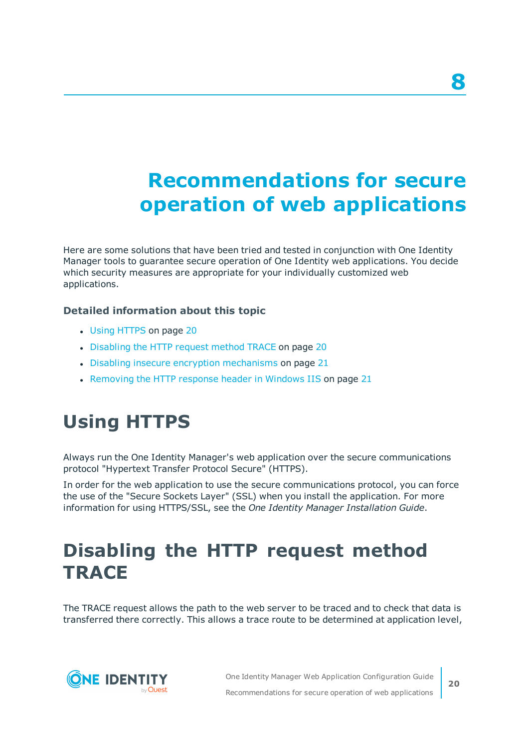# 8 Recommendations for secure operation of web applications

Here are some solutions that have been tried and tested in conjunction with One Identity Manager tools to guarantee secure operation of One Identity web applications. You decide which security measures are appropriate for your individually customized web applications.

### Detailed information about this topic

- Using HTTPS on page 20
- Disabling the HTTP request method TRACE on page 20
- Disabling insecure encryption mechanisms on page 21
- Removing the HTTP response header in Windows IIS on page 21

## Using HTTPS

Always run the One Identity Manager's web application over the secure communications protocol "Hypertext Transfer Protocol Secure" (HTTPS).

In order for the web application to use the secure communications protocol, you can force the use of the "Secure Sockets Layer" (SSL) when you install the application. For more information for using HTTPS/SSL, see the *One Identity Manager Installation Guide*.

## Disabling the HTTP request method TRACE

The TRACE request allows the path to the web server to be traced and to check that data is transferred there correctly. This allows a trace route to be determined at application level,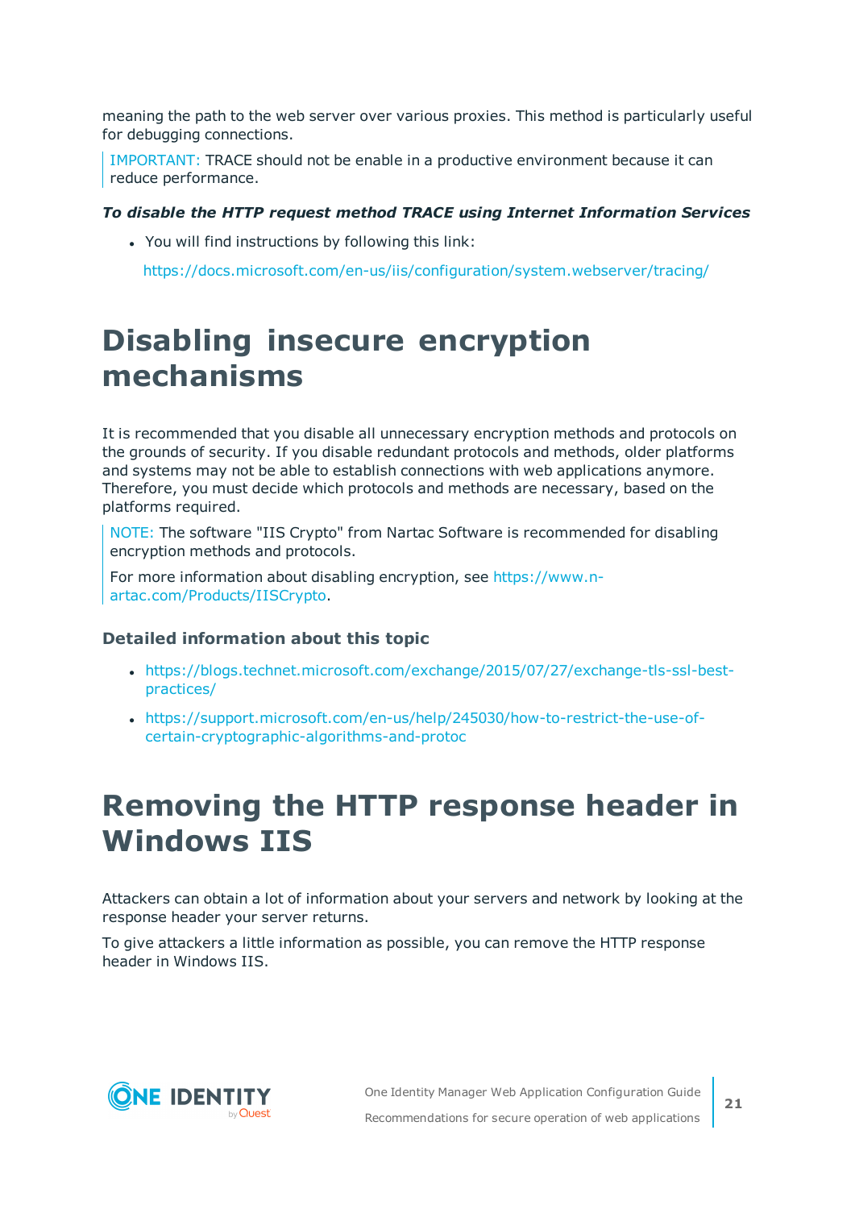meaning the path to the web server over various proxies. This method is particularly useful for debugging connections.

> IMPORTANT: TRACE should not be enable in a productive environment because it can reduce performance.

***To disable the HTTP request method TRACE using Internet Information Services***

- You will find instructions by following this link:

  https://docs.microsoft.com/en-us/iis/configuration/system.webserver/tracing/

# Disabling insecure encryption mechanisms

It is recommended that you disable all unnecessary encryption methods and protocols on the grounds of security. If you disable redundant protocols and methods, older platforms and systems may not be able to establish connections with web applications anymore. Therefore, you must decide which protocols and methods are necessary, based on the platforms required.

> NOTE: The software "IIS Crypto" from Nartac Software is recommended for disabling encryption methods and protocols.
>
> For more information about disabling encryption, see https://www.n-artac.com/Products/IISCrypto.

### Detailed information about this topic

- https://blogs.technet.microsoft.com/exchange/2015/07/27/exchange-tls-ssl-best-practices/
- https://support.microsoft.com/en-us/help/245030/how-to-restrict-the-use-of-certain-cryptographic-algorithms-and-protoc

# Removing the HTTP response header in Windows IIS

Attackers can obtain a lot of information about your servers and network by looking at the response header your server returns.

To give attackers a little information as possible, you can remove the HTTP response header in Windows IIS.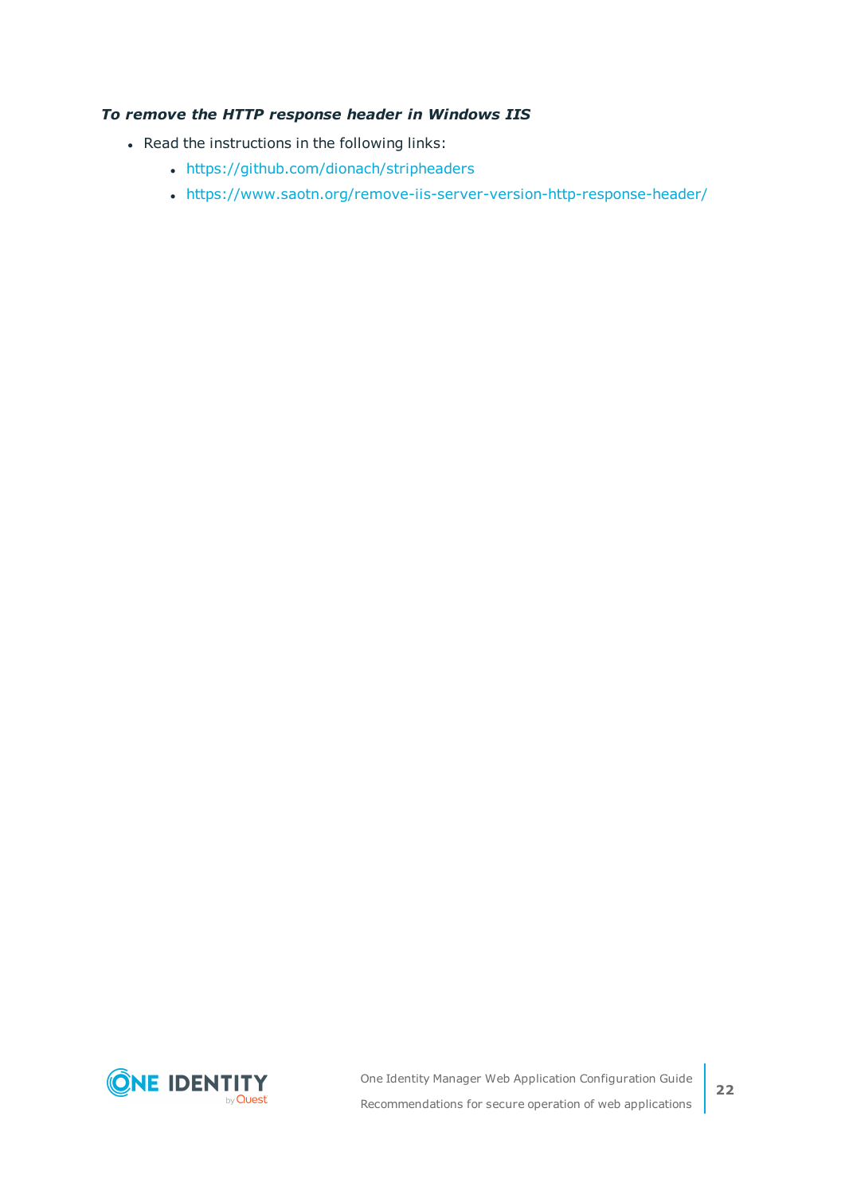***To remove the HTTP response header in Windows IIS***

- Read the instructions in the following links:
  - https://github.com/dionach/stripheaders
  - https://www.saotn.org/remove-iis-server-version-http-response-header/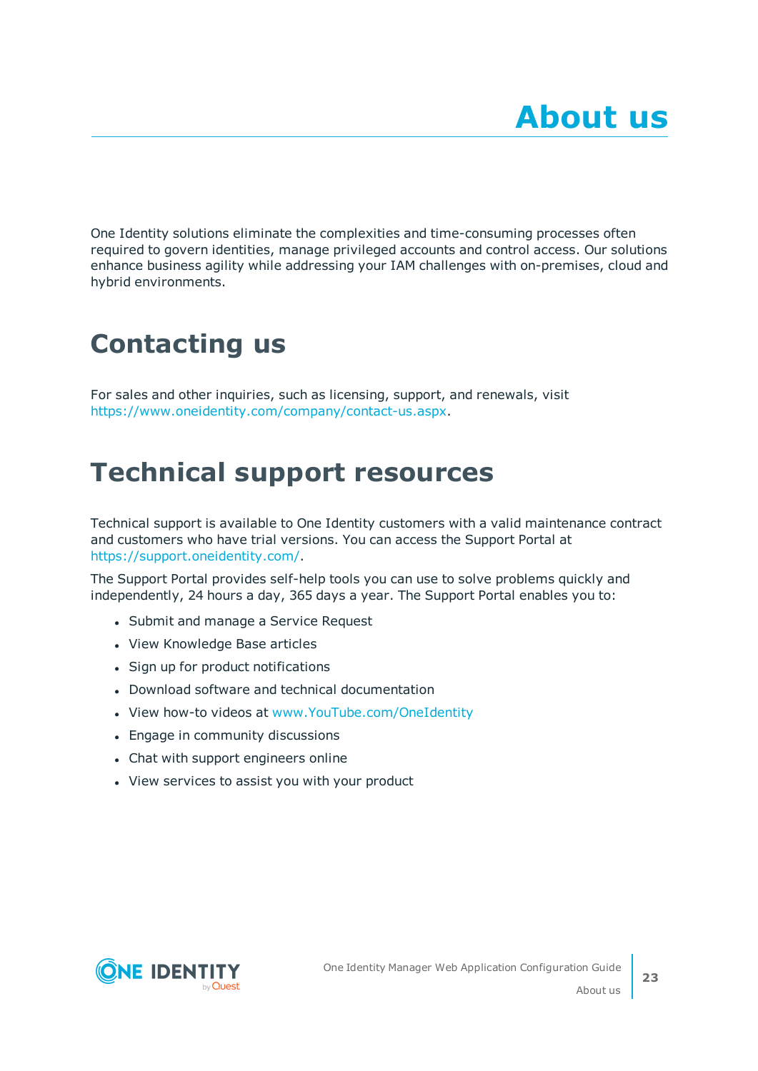# About us

One Identity solutions eliminate the complexities and time-consuming processes often required to govern identities, manage privileged accounts and control access. Our solutions enhance business agility while addressing your IAM challenges with on-premises, cloud and hybrid environments.

## Contacting us

For sales and other inquiries, such as licensing, support, and renewals, visit https://www.oneidentity.com/company/contact-us.aspx.

## Technical support resources

Technical support is available to One Identity customers with a valid maintenance contract and customers who have trial versions. You can access the Support Portal at https://support.oneidentity.com/.

The Support Portal provides self-help tools you can use to solve problems quickly and independently, 24 hours a day, 365 days a year. The Support Portal enables you to:

- Submit and manage a Service Request
- View Knowledge Base articles
- Sign up for product notifications
- Download software and technical documentation
- View how-to videos at www.YouTube.com/OneIdentity
- Engage in community discussions
- Chat with support engineers online
- View services to assist you with your product